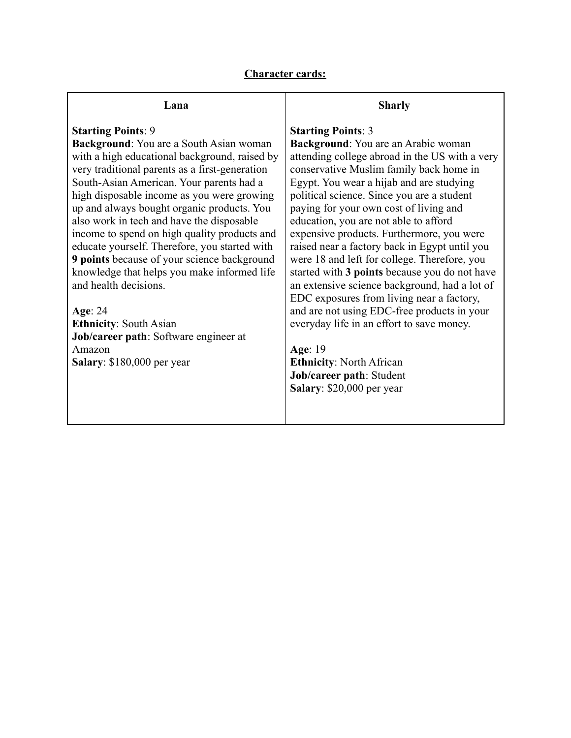**<u>Character cards:</u>**

| **Lana** | **Sharly** |
|---|---|
| **Starting Points**: 9<br>**Background**: You are a South Asian woman with a high educational background, raised by very traditional parents as a first-generation South-Asian American. Your parents had a high disposable income as you were growing up and always bought organic products. You also work in tech and have the disposable income to spend on high quality products and educate yourself. Therefore, you started with **9 points** because of your science background knowledge that helps you make informed life and health decisions.<br><br>**Age**: 24<br>**Ethnicity**: South Asian<br>**Job/career path**: Software engineer at Amazon<br>**Salary**: $180,000 per year | **Starting Points**: 3<br>**Background**: You are an Arabic woman attending college abroad in the US with a very conservative Muslim family back home in Egypt. You wear a hijab and are studying political science. Since you are a student paying for your own cost of living and education, you are not able to afford expensive products. Furthermore, you were raised near a factory back in Egypt until you were 18 and left for college. Therefore, you started with **3 points** because you do not have an extensive science background, had a lot of EDC exposures from living near a factory, and are not using EDC-free products in your everyday life in an effort to save money.<br><br>**Age**: 19<br>**Ethnicity**: North African<br>**Job/career path**: Student<br>**Salary**: $20,000 per year |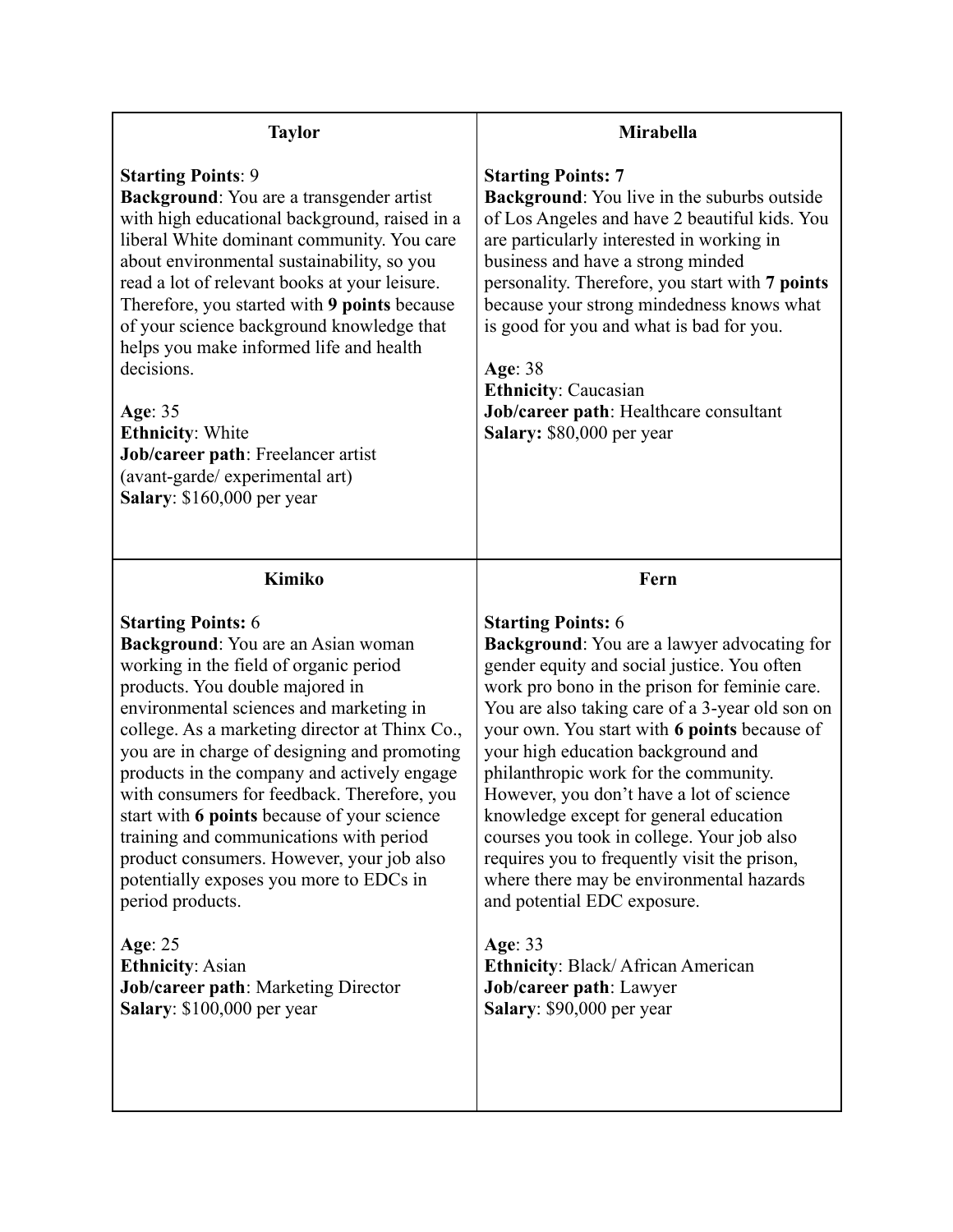| Taylor | Mirabella |
| --- | --- |
| **Starting Points**: 9<br>**Background**: You are a transgender artist with high educational background, raised in a liberal White dominant community. You care about environmental sustainability, so you read a lot of relevant books at your leisure. Therefore, you started with **9 points** because of your science background knowledge that helps you make informed life and health decisions.<br><br>**Age**: 35<br>**Ethnicity**: White<br>**Job/career path**: Freelancer artist (avant-garde/ experimental art)<br>**Salary**: $160,000 per year | **Starting Points: 7**<br>**Background**: You live in the suburbs outside of Los Angeles and have 2 beautiful kids. You are particularly interested in working in business and have a strong minded personality. Therefore, you start with **7 points** because your strong mindedness knows what is good for you and what is bad for you.<br><br>**Age**: 38<br>**Ethnicity**: Caucasian<br>**Job/career path**: Healthcare consultant<br>**Salary:** $80,000 per year |
| **Kimiko** | **Fern** |
| **Starting Points:** 6<br>**Background**: You are an Asian woman working in the field of organic period products. You double majored in environmental sciences and marketing in college. As a marketing director at Thinx Co., you are in charge of designing and promoting products in the company and actively engage with consumers for feedback. Therefore, you start with **6 points** because of your science training and communications with period product consumers. However, your job also potentially exposes you more to EDCs in period products.<br><br>**Age**: 25<br>**Ethnicity**: Asian<br>**Job/career path**: Marketing Director<br>**Salary**: $100,000 per year | **Starting Points:** 6<br>**Background**: You are a lawyer advocating for gender equity and social justice. You often work pro bono in the prison for feminie care. You are also taking care of a 3-year old son on your own. You start with **6 points** because of your high education background and philanthropic work for the community. However, you don't have a lot of science knowledge except for general education courses you took in college. Your job also requires you to frequently visit the prison, where there may be environmental hazards and potential EDC exposure.<br><br>**Age**: 33<br>**Ethnicity**: Black/ African American<br>**Job/career path**: Lawyer<br>**Salary**: $90,000 per year |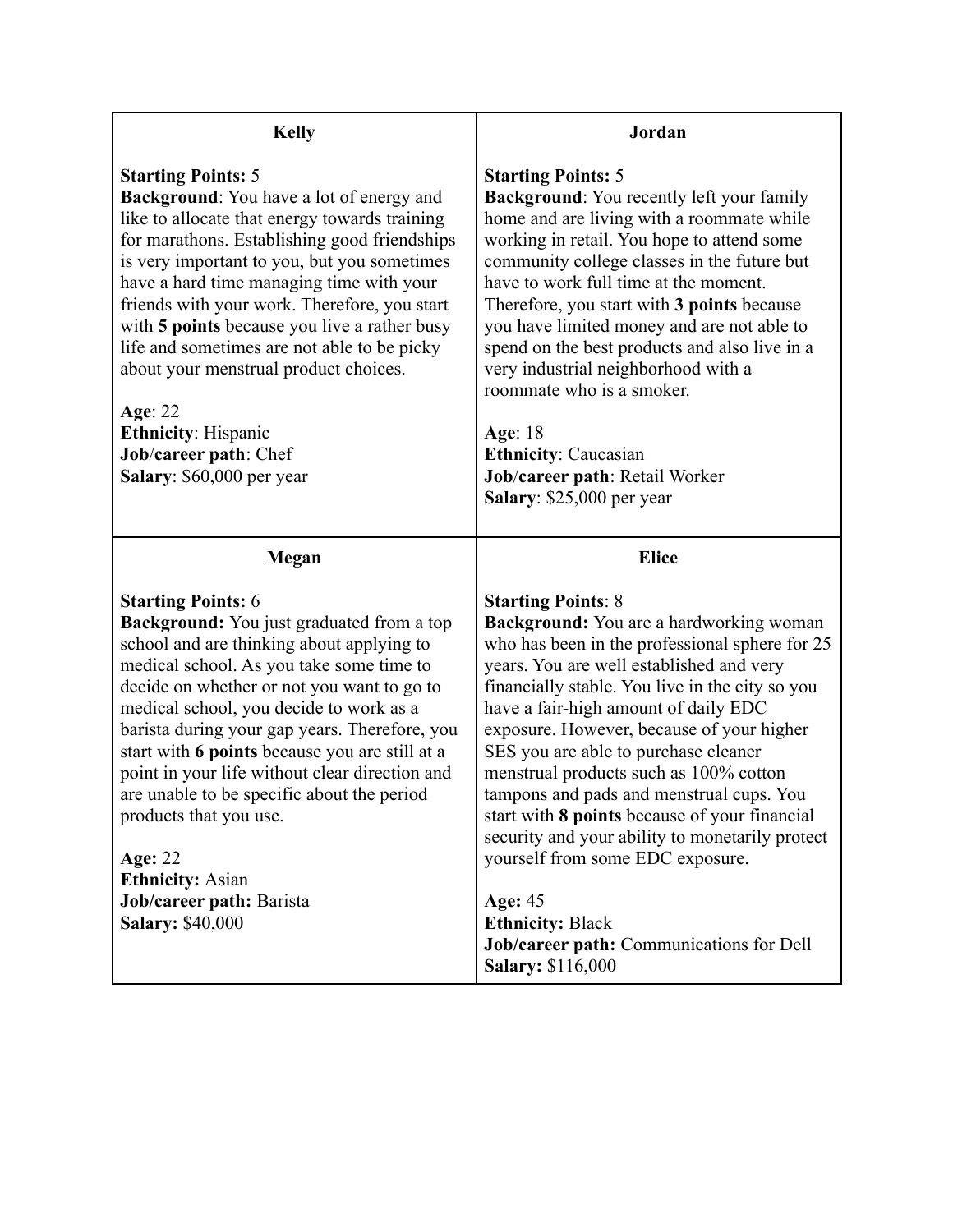| **Kelly** | **Jordan** |
|---|---|
| **Starting Points:** 5<br>**Background**: You have a lot of energy and like to allocate that energy towards training for marathons. Establishing good friendships is very important to you, but you sometimes have a hard time managing time with your friends with your work. Therefore, you start with **5 points** because you live a rather busy life and sometimes are not able to be picky about your menstrual product choices.<br><br>**Age**: 22<br>**Ethnicity**: Hispanic<br>**Job/career path**: Chef<br>**Salary**: $60,000 per year | **Starting Points:** 5<br>**Background**: You recently left your family home and are living with a roommate while working in retail. You hope to attend some community college classes in the future but have to work full time at the moment. Therefore, you start with **3 points** because you have limited money and are not able to spend on the best products and also live in a very industrial neighborhood with a roommate who is a smoker.<br><br>**Age**: 18<br>**Ethnicity**: Caucasian<br>**Job/career path**: Retail Worker<br>**Salary**: $25,000 per year |
| **Megan** | **Elice** |
| **Starting Points:** 6<br>**Background:** You just graduated from a top school and are thinking about applying to medical school. As you take some time to decide on whether or not you want to go to medical school, you decide to work as a barista during your gap years. Therefore, you start with **6 points** because you are still at a point in your life without clear direction and are unable to be specific about the period products that you use.<br><br>**Age:** 22<br>**Ethnicity:** Asian<br>**Job/career path:** Barista<br>**Salary:** $40,000 | **Starting Points**: 8<br>**Background:** You are a hardworking woman who has been in the professional sphere for 25 years. You are well established and very financially stable. You live in the city so you have a fair-high amount of daily EDC exposure. However, because of your higher SES you are able to purchase cleaner menstrual products such as 100% cotton tampons and pads and menstrual cups. You start with **8 points** because of your financial security and your ability to monetarily protect yourself from some EDC exposure.<br><br>**Age:** 45<br>**Ethnicity:** Black<br>**Job/career path:** Communications for Dell<br>**Salary:** $116,000 |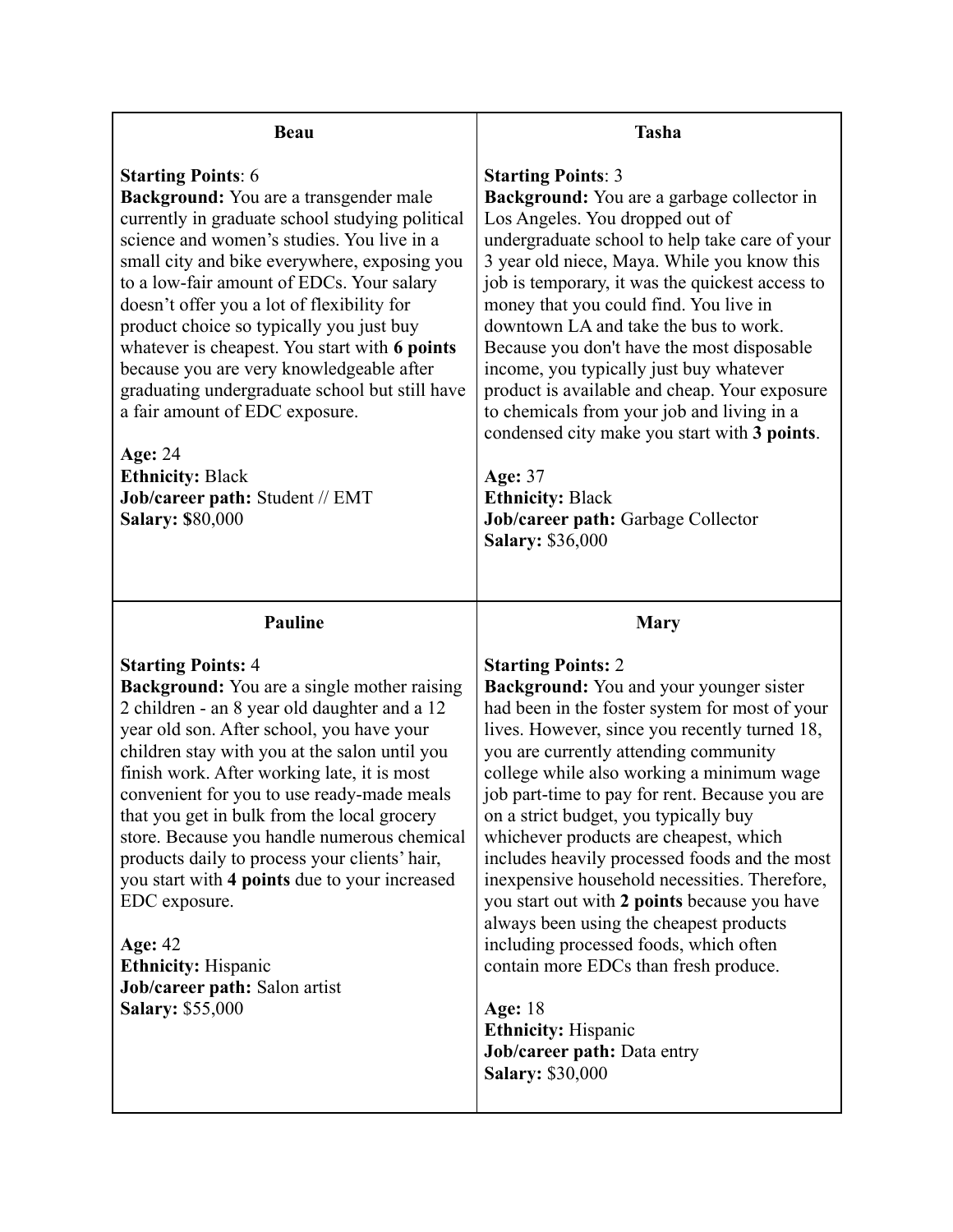**Beau**

**Starting Points**: 6
**Background:** You are a transgender male currently in graduate school studying political science and women's studies. You live in a small city and bike everywhere, exposing you to a low-fair amount of EDCs. Your salary doesn't offer you a lot of flexibility for product choice so typically you just buy whatever is cheapest. You start with **6 points** because you are very knowledgeable after graduating undergraduate school but still have a fair amount of EDC exposure.

**Age:** 24
**Ethnicity:** Black
**Job/career path:** Student // EMT
**Salary:** $80,000

---

**Tasha**

**Starting Points**: 3
**Background:** You are a garbage collector in Los Angeles. You dropped out of undergraduate school to help take care of your 3 year old niece, Maya. While you know this job is temporary, it was the quickest access to money that you could find. You live in downtown LA and take the bus to work. Because you don't have the most disposable income, you typically just buy whatever product is available and cheap. Your exposure to chemicals from your job and living in a condensed city make you start with **3 points**.

**Age:** 37
**Ethnicity:** Black
**Job/career path:** Garbage Collector
**Salary:** $36,000

---

**Pauline**

**Starting Points:** 4
**Background:** You are a single mother raising 2 children - an 8 year old daughter and a 12 year old son. After school, you have your children stay with you at the salon until you finish work. After working late, it is most convenient for you to use ready-made meals that you get in bulk from the local grocery store. Because you handle numerous chemical products daily to process your clients' hair, you start with **4 points** due to your increased EDC exposure.

**Age:** 42
**Ethnicity:** Hispanic
**Job/career path:** Salon artist
**Salary:** $55,000

---

**Mary**

**Starting Points:** 2
**Background:** You and your younger sister had been in the foster system for most of your lives. However, since you recently turned 18, you are currently attending community college while also working a minimum wage job part-time to pay for rent. Because you are on a strict budget, you typically buy whichever products are cheapest, which includes heavily processed foods and the most inexpensive household necessities. Therefore, you start out with **2 points** because you have always been using the cheapest products including processed foods, which often contain more EDCs than fresh produce.

**Age:** 18
**Ethnicity:** Hispanic
**Job/career path:** Data entry
**Salary:** $30,000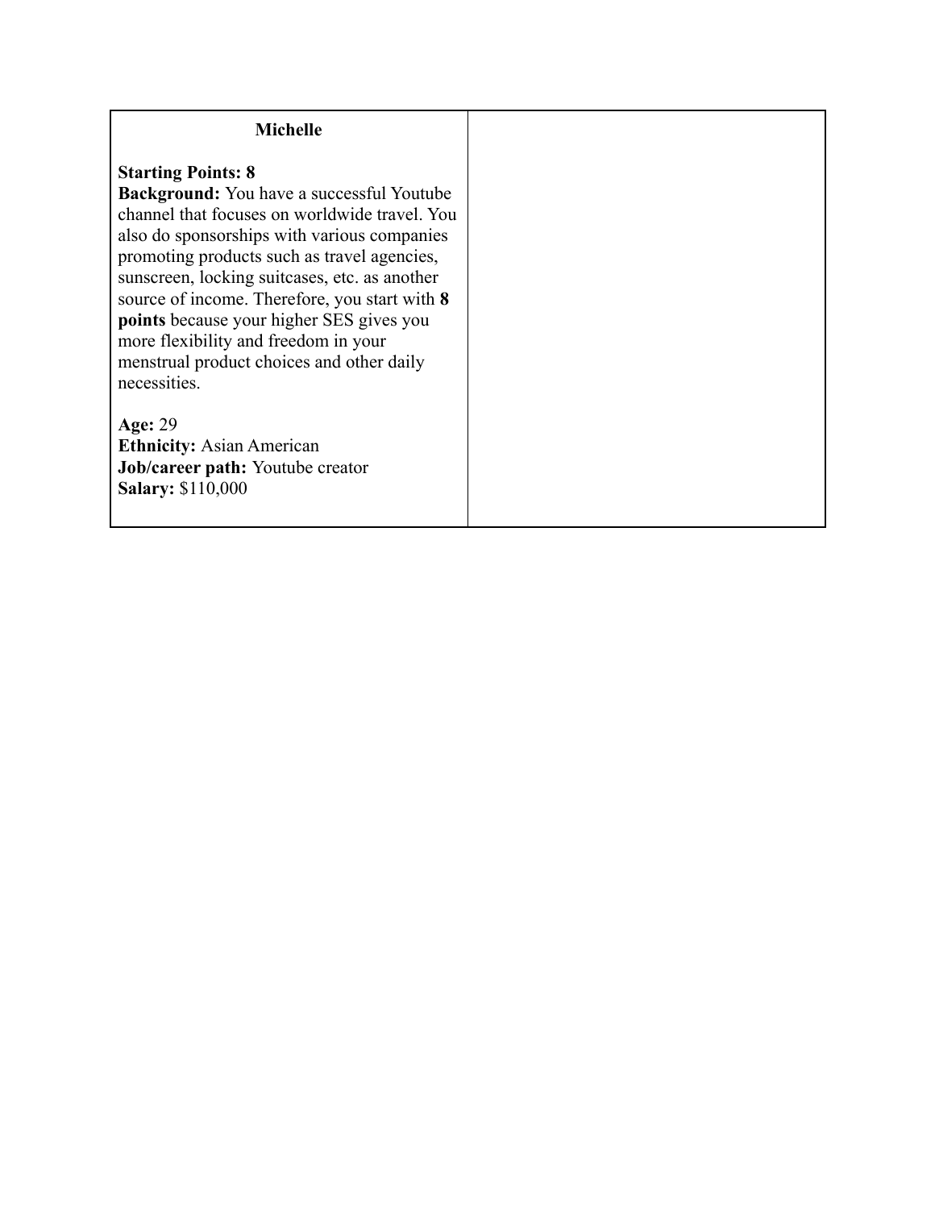| | |
|---|---|
| **Michelle**<br><br>**Starting Points: 8**<br>**Background:** You have a successful Youtube channel that focuses on worldwide travel. You also do sponsorships with various companies promoting products such as travel agencies, sunscreen, locking suitcases, etc. as another source of income. Therefore, you start with **8 points** because your higher SES gives you more flexibility and freedom in your menstrual product choices and other daily necessities.<br><br>**Age:** 29<br>**Ethnicity:** Asian American<br>**Job/career path:** Youtube creator<br>**Salary:** $110,000 | |